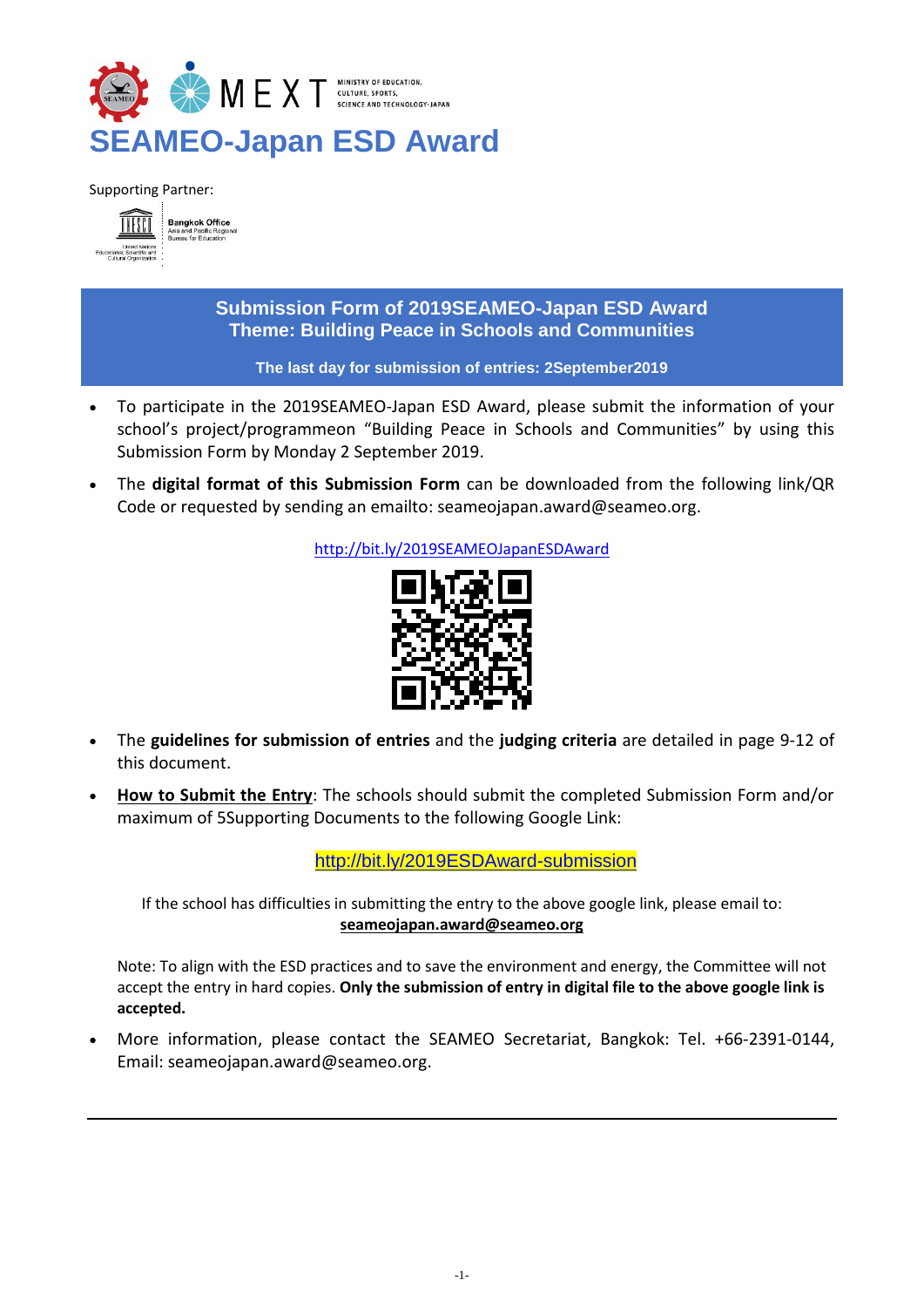MEXT MINISTRY OF EDUCATION, CULTURE, SPORTS, SCIENCE AND TECHNOLOGY-JAPAN

# SEAMEO-Japan ESD Award

Supporting Partner:

UNESCO Bangkok Office Asia and Pacific Regional Bureau for Education

United Nations Educational, Scientific and Cultural Organization

## Submission Form of 2019SEAMEO-Japan ESD Award
## Theme: Building Peace in Schools and Communities

**The last day for submission of entries: 2September2019**

- To participate in the 2019SEAMEO-Japan ESD Award, please submit the information of your school's project/programmeon "Building Peace in Schools and Communities" by using this Submission Form by Monday 2 September 2019.
- The **digital format of this Submission Form** can be downloaded from the following link/QR Code or requested by sending an emailto: seameojapan.award@seameo.org.

http://bit.ly/2019SEAMEOJapanESDAward

- The **guidelines for submission of entries** and the **judging criteria** are detailed in page 9-12 of this document.
- **How to Submit the Entry**: The schools should submit the completed Submission Form and/or maximum of 5Supporting Documents to the following Google Link:

http://bit.ly/2019ESDAward-submission

If the school has difficulties in submitting the entry to the above google link, please email to: **seameojapan.award@seameo.org**

Note: To align with the ESD practices and to save the environment and energy, the Committee will not accept the entry in hard copies. **Only the submission of entry in digital file to the above google link is accepted.**

- More information, please contact the SEAMEO Secretariat, Bangkok: Tel. +66-2391-0144, Email: seameojapan.award@seameo.org.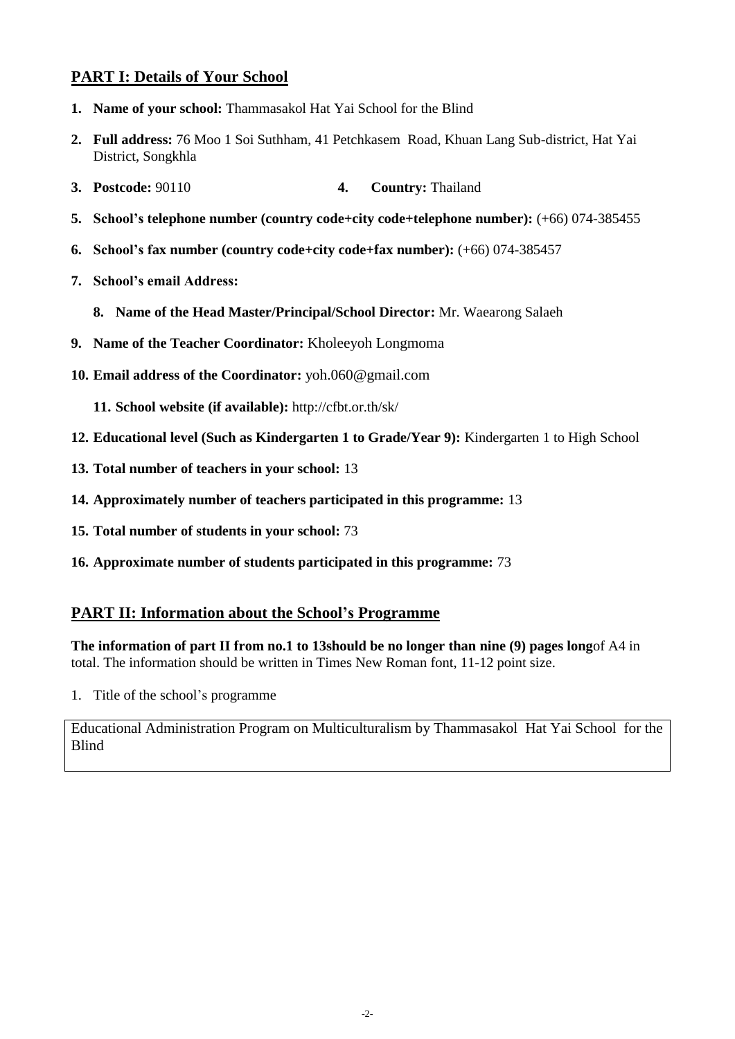## PART I: Details of Your School

1. **Name of your school:** Thammasakol Hat Yai School for the Blind
2. **Full address:** 76 Moo 1 Soi Suthham, 41 Petchkasem Road, Khuan Lang Sub-district, Hat Yai District, Songkhla
3. **Postcode:** 90110 4. **Country:** Thailand
5. **School's telephone number (country code+city code+telephone number):** (+66) 074-385455
6. **School's fax number (country code+city code+fax number):** (+66) 074-385457
7. **School's email Address:**
8. **Name of the Head Master/Principal/School Director:** Mr. Waearong Salaeh
9. **Name of the Teacher Coordinator:** Kholeeyoh Longmoma
10. **Email address of the Coordinator:** yoh.060@gmail.com
11. **School website (if available):** http://cfbt.or.th/sk/
12. **Educational level (Such as Kindergarten 1 to Grade/Year 9):** Kindergarten 1 to High School
13. **Total number of teachers in your school:** 13
14. **Approximately number of teachers participated in this programme:** 13
15. **Total number of students in your school:** 73
16. **Approximate number of students participated in this programme:** 73

## PART II: Information about the School's Programme

**The information of part II from no.1 to 13should be no longer than nine (9) pages long**of A4 in total. The information should be written in Times New Roman font, 11-12 point size.

1. Title of the school's programme

Educational Administration Program on Multiculturalism by Thammasakol Hat Yai School for the Blind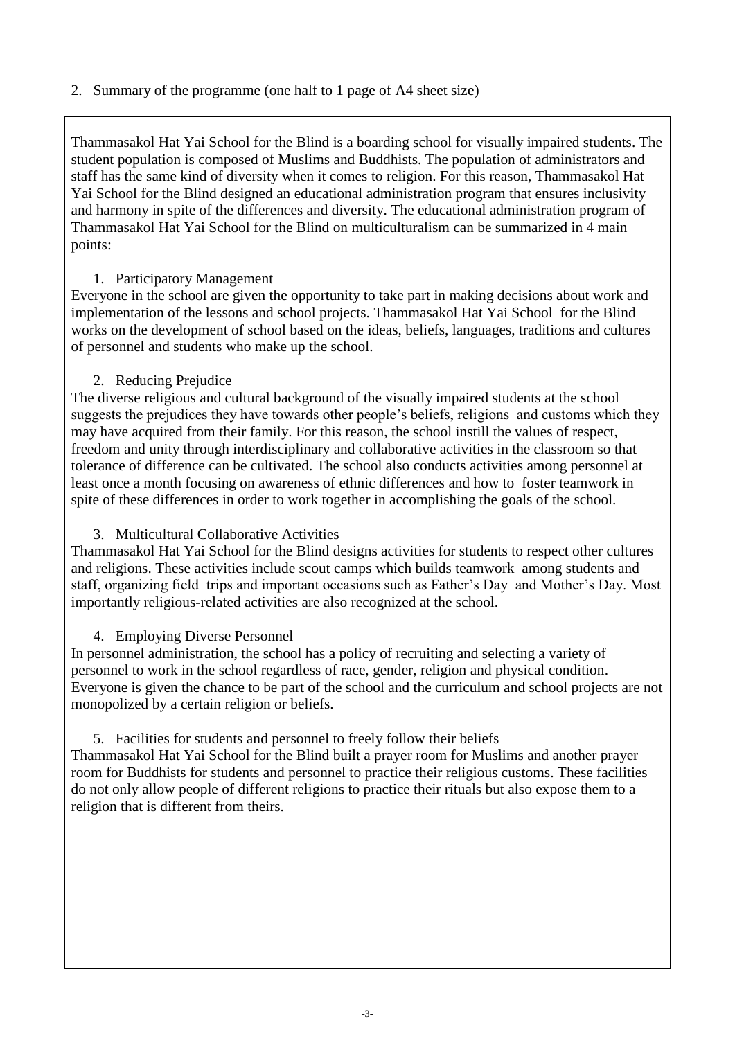2. Summary of the programme (one half to 1 page of A4 sheet size)

Thammasakol Hat Yai School for the Blind is a boarding school for visually impaired students. The student population is composed of Muslims and Buddhists. The population of administrators and staff has the same kind of diversity when it comes to religion. For this reason, Thammasakol Hat Yai School for the Blind designed an educational administration program that ensures inclusivity and harmony in spite of the differences and diversity. The educational administration program of Thammasakol Hat Yai School for the Blind on multiculturalism can be summarized in 4 main points:

1. Participatory Management

Everyone in the school are given the opportunity to take part in making decisions about work and implementation of the lessons and school projects. Thammasakol Hat Yai School for the Blind works on the development of school based on the ideas, beliefs, languages, traditions and cultures of personnel and students who make up the school.

2. Reducing Prejudice

The diverse religious and cultural background of the visually impaired students at the school suggests the prejudices they have towards other people's beliefs, religions and customs which they may have acquired from their family. For this reason, the school instill the values of respect, freedom and unity through interdisciplinary and collaborative activities in the classroom so that tolerance of difference can be cultivated. The school also conducts activities among personnel at least once a month focusing on awareness of ethnic differences and how to foster teamwork in spite of these differences in order to work together in accomplishing the goals of the school.

3. Multicultural Collaborative Activities

Thammasakol Hat Yai School for the Blind designs activities for students to respect other cultures and religions. These activities include scout camps which builds teamwork among students and staff, organizing field trips and important occasions such as Father's Day and Mother's Day. Most importantly religious-related activities are also recognized at the school.

4. Employing Diverse Personnel

In personnel administration, the school has a policy of recruiting and selecting a variety of personnel to work in the school regardless of race, gender, religion and physical condition. Everyone is given the chance to be part of the school and the curriculum and school projects are not monopolized by a certain religion or beliefs.

5. Facilities for students and personnel to freely follow their beliefs

Thammasakol Hat Yai School for the Blind built a prayer room for Muslims and another prayer room for Buddhists for students and personnel to practice their religious customs. These facilities do not only allow people of different religions to practice their rituals but also expose them to a religion that is different from theirs.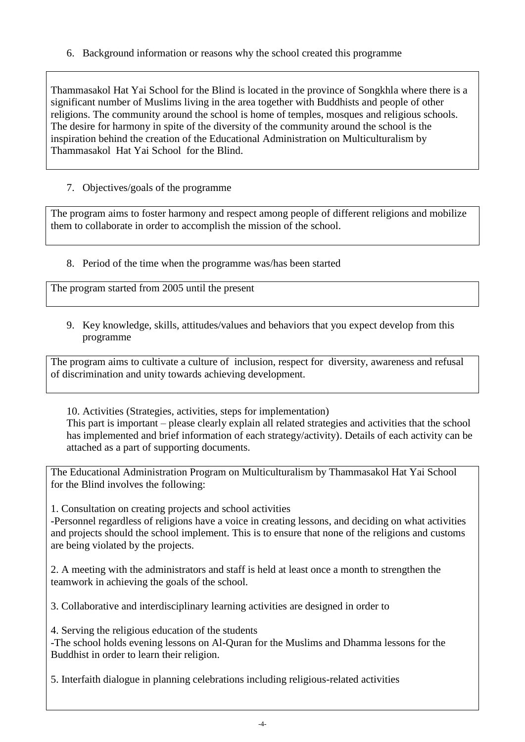6. Background information or reasons why the school created this programme

Thammasakol Hat Yai School for the Blind is located in the province of Songkhla where there is a significant number of Muslims living in the area together with Buddhists and people of other religions. The community around the school is home of temples, mosques and religious schools. The desire for harmony in spite of the diversity of the community around the school is the inspiration behind the creation of the Educational Administration on Multiculturalism by Thammasakol Hat Yai School for the Blind.

7. Objectives/goals of the programme

The program aims to foster harmony and respect among people of different religions and mobilize them to collaborate in order to accomplish the mission of the school.

8. Period of the time when the programme was/has been started

The program started from 2005 until the present

9. Key knowledge, skills, attitudes/values and behaviors that you expect develop from this programme

The program aims to cultivate a culture of inclusion, respect for diversity, awareness and refusal of discrimination and unity towards achieving development.

10. Activities (Strategies, activities, steps for implementation)
This part is important – please clearly explain all related strategies and activities that the school has implemented and brief information of each strategy/activity). Details of each activity can be attached as a part of supporting documents.

The Educational Administration Program on Multiculturalism by Thammasakol Hat Yai School for the Blind involves the following:

1. Consultation on creating projects and school activities
-Personnel regardless of religions have a voice in creating lessons, and deciding on what activities and projects should the school implement. This is to ensure that none of the religions and customs are being violated by the projects.

2. A meeting with the administrators and staff is held at least once a month to strengthen the teamwork in achieving the goals of the school.

3. Collaborative and interdisciplinary learning activities are designed in order to

4. Serving the religious education of the students
-The school holds evening lessons on Al-Quran for the Muslims and Dhamma lessons for the Buddhist in order to learn their religion.

5. Interfaith dialogue in planning celebrations including religious-related activities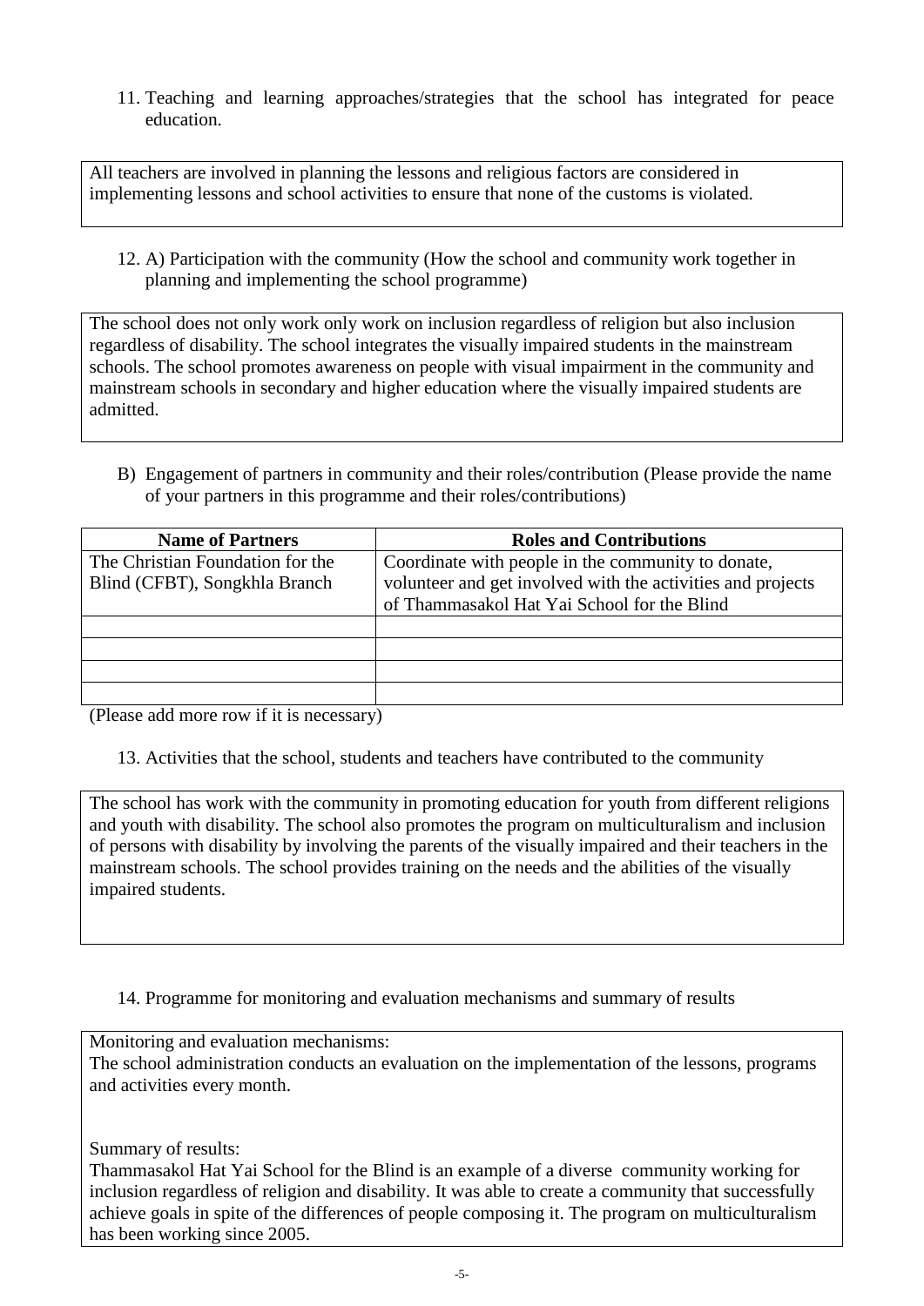11. Teaching and learning approaches/strategies that the school has integrated for peace education.

All teachers are involved in planning the lessons and religious factors are considered in implementing lessons and school activities to ensure that none of the customs is violated.

12. A) Participation with the community (How the school and community work together in planning and implementing the school programme)

The school does not only work only work on inclusion regardless of religion but also inclusion regardless of disability. The school integrates the visually impaired students in the mainstream schools. The school promotes awareness on people with visual impairment in the community and mainstream schools in secondary and higher education where the visually impaired students are admitted.

B) Engagement of partners in community and their roles/contribution (Please provide the name of your partners in this programme and their roles/contributions)

| Name of Partners | Roles and Contributions |
|---|---|
| The Christian Foundation for the Blind (CFBT), Songkhla Branch | Coordinate with people in the community to donate, volunteer and get involved with the activities and projects of Thammasakol Hat Yai School for the Blind |
| | |
| | |
| | |
| | |

(Please add more row if it is necessary)

13. Activities that the school, students and teachers have contributed to the community

The school has work with the community in promoting education for youth from different religions and youth with disability. The school also promotes the program on multiculturalism and inclusion of persons with disability by involving the parents of the visually impaired and their teachers in the mainstream schools. The school provides training on the needs and the abilities of the visually impaired students.

14. Programme for monitoring and evaluation mechanisms and summary of results

Monitoring and evaluation mechanisms:
The school administration conducts an evaluation on the implementation of the lessons, programs and activities every month.

Summary of results:
Thammasakol Hat Yai School for the Blind is an example of a diverse community working for inclusion regardless of religion and disability. It was able to create a community that successfully achieve goals in spite of the differences of people composing it. The program on multiculturalism has been working since 2005.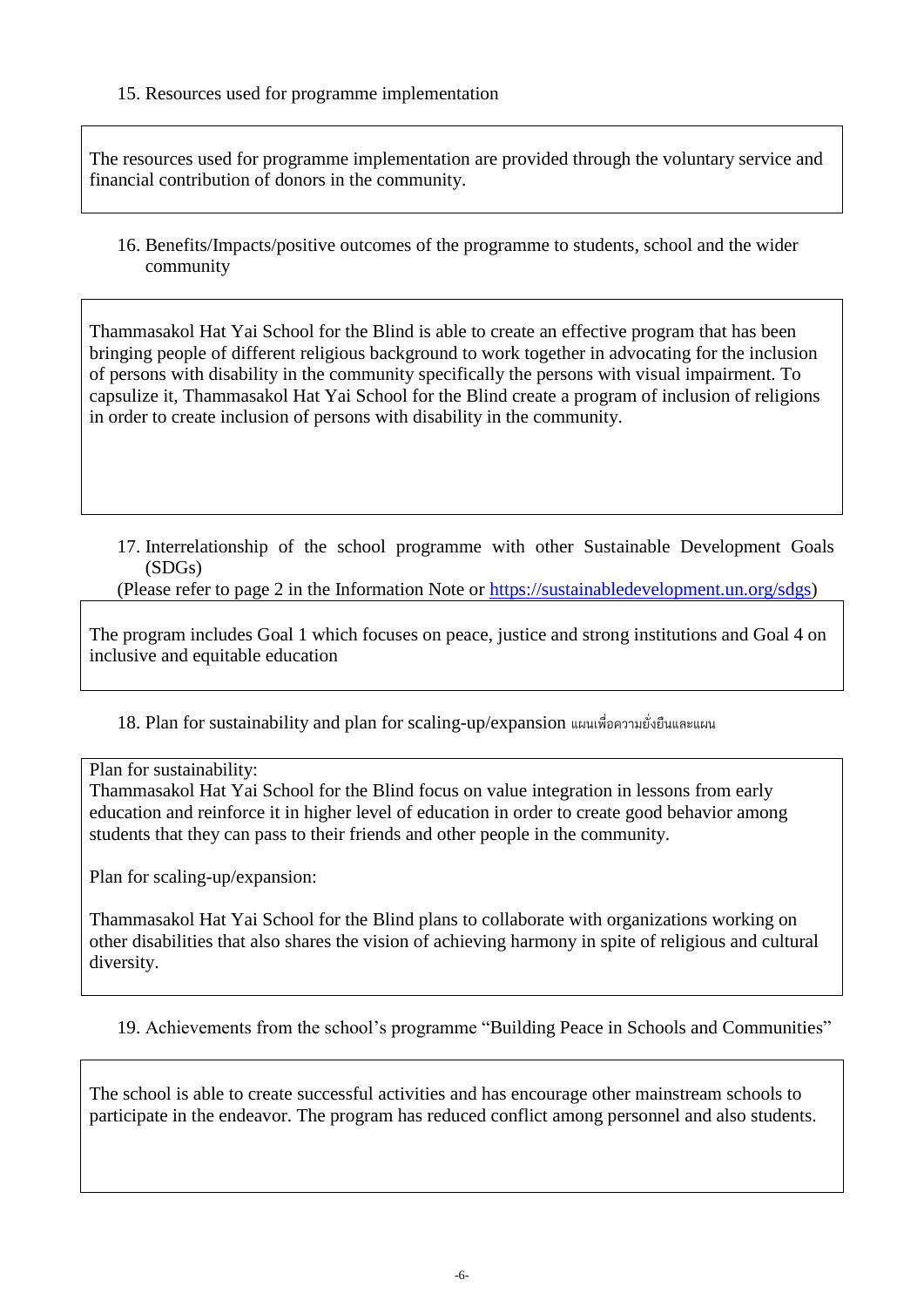15. Resources used for programme implementation

The resources used for programme implementation are provided through the voluntary service and financial contribution of donors in the community.

16. Benefits/Impacts/positive outcomes of the programme to students, school and the wider community

Thammasakol Hat Yai School for the Blind is able to create an effective program that has been bringing people of different religious background to work together in advocating for the inclusion of persons with disability in the community specifically the persons with visual impairment. To capsulize it, Thammasakol Hat Yai School for the Blind create a program of inclusion of religions in order to create inclusion of persons with disability in the community.

17. Interrelationship of the school programme with other Sustainable Development Goals (SDGs)

(Please refer to page 2 in the Information Note or https://sustainabledevelopment.un.org/sdgs)

The program includes Goal 1 which focuses on peace, justice and strong institutions and Goal 4 on inclusive and equitable education

18. Plan for sustainability and plan for scaling-up/expansion แผนเพื่อความยั่งยืนและแผน

Plan for sustainability:
Thammasakol Hat Yai School for the Blind focus on value integration in lessons from early education and reinforce it in higher level of education in order to create good behavior among students that they can pass to their friends and other people in the community.

Plan for scaling-up/expansion:

Thammasakol Hat Yai School for the Blind plans to collaborate with organizations working on other disabilities that also shares the vision of achieving harmony in spite of religious and cultural diversity.

19. Achievements from the school's programme "Building Peace in Schools and Communities"

The school is able to create successful activities and has encourage other mainstream schools to participate in the endeavor. The program has reduced conflict among personnel and also students.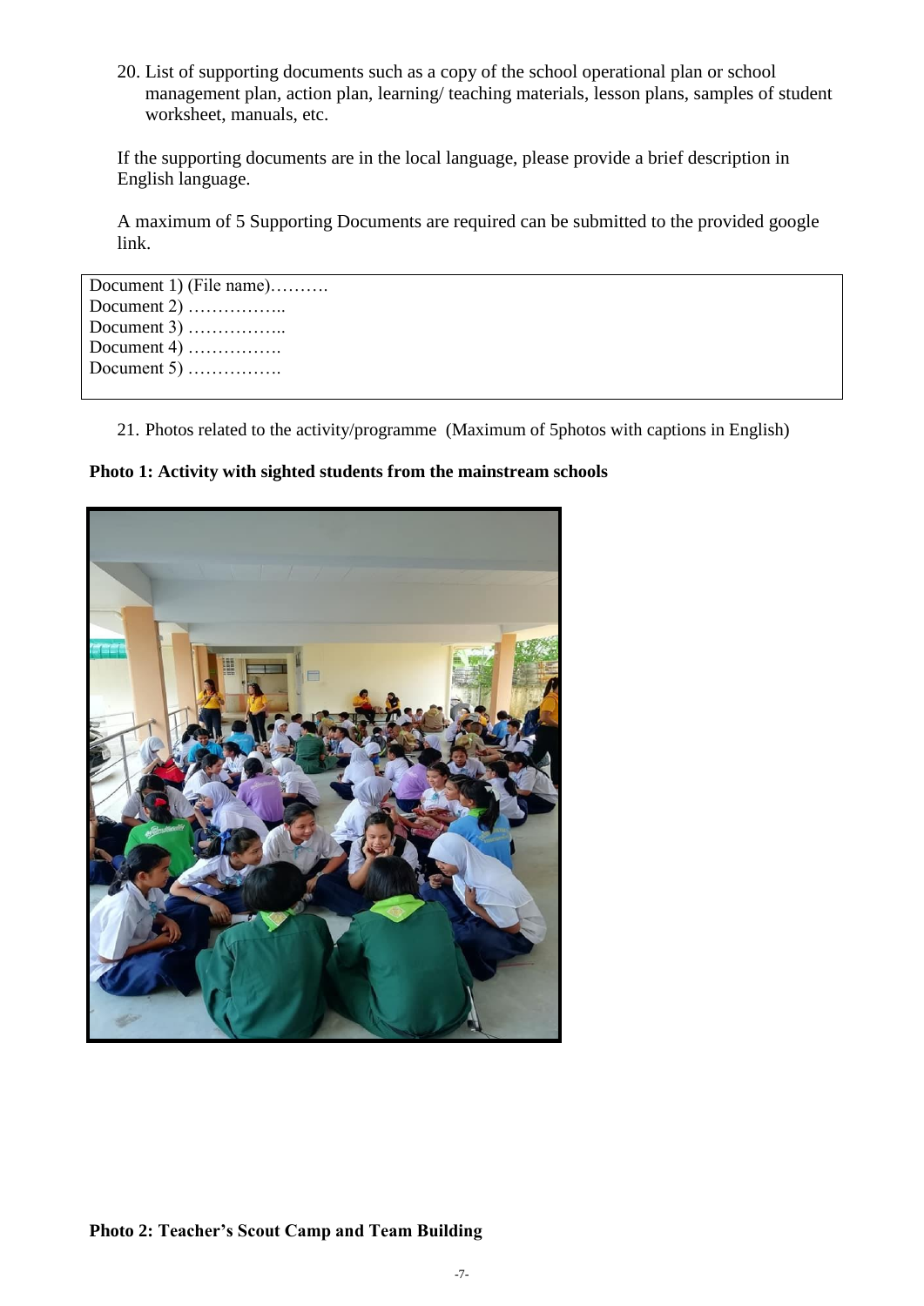20. List of supporting documents such as a copy of the school operational plan or school management plan, action plan, learning/ teaching materials, lesson plans, samples of student worksheet, manuals, etc.

If the supporting documents are in the local language, please provide a brief description in English language.

A maximum of 5 Supporting Documents are required can be submitted to the provided google link.

| Document 1) (File name)………. |
|---|
| Document 2) …………….. |
| Document 3) …………….. |
| Document 4) ……………. |
| Document 5) ……………. |

21. Photos related to the activity/programme (Maximum of 5photos with captions in English)

**Photo 1: Activity with sighted students from the mainstream schools**

**Photo 2: Teacher's Scout Camp and Team Building**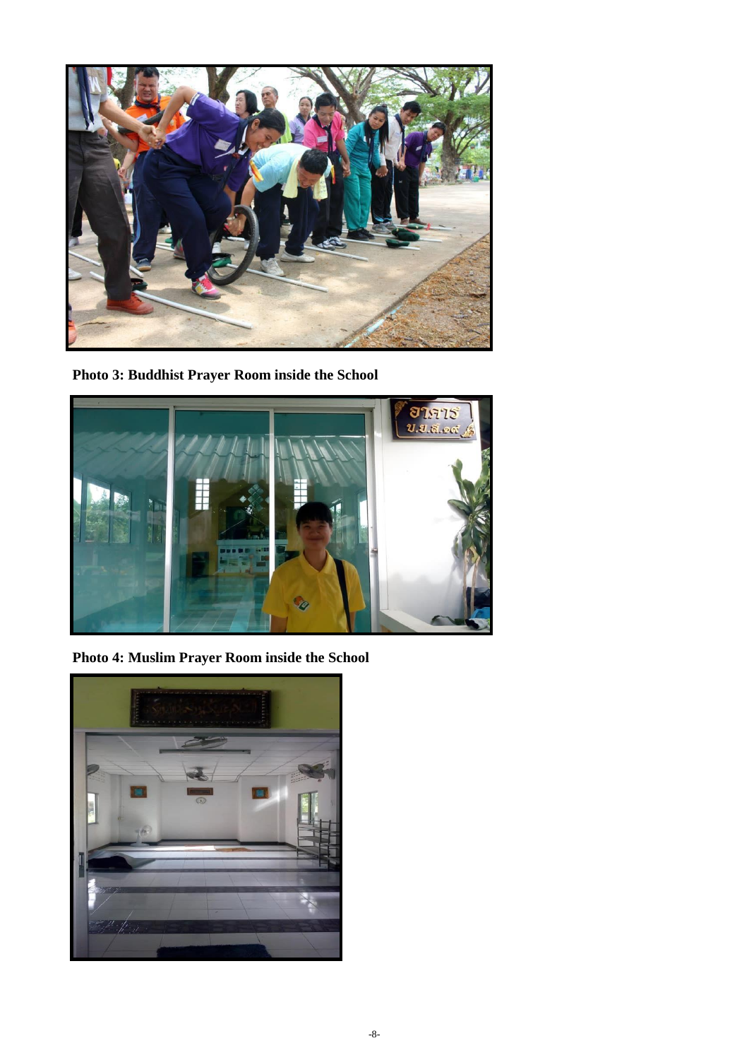**Photo 3: Buddhist Prayer Room inside the School**

**Photo 4: Muslim Prayer Room inside the School**